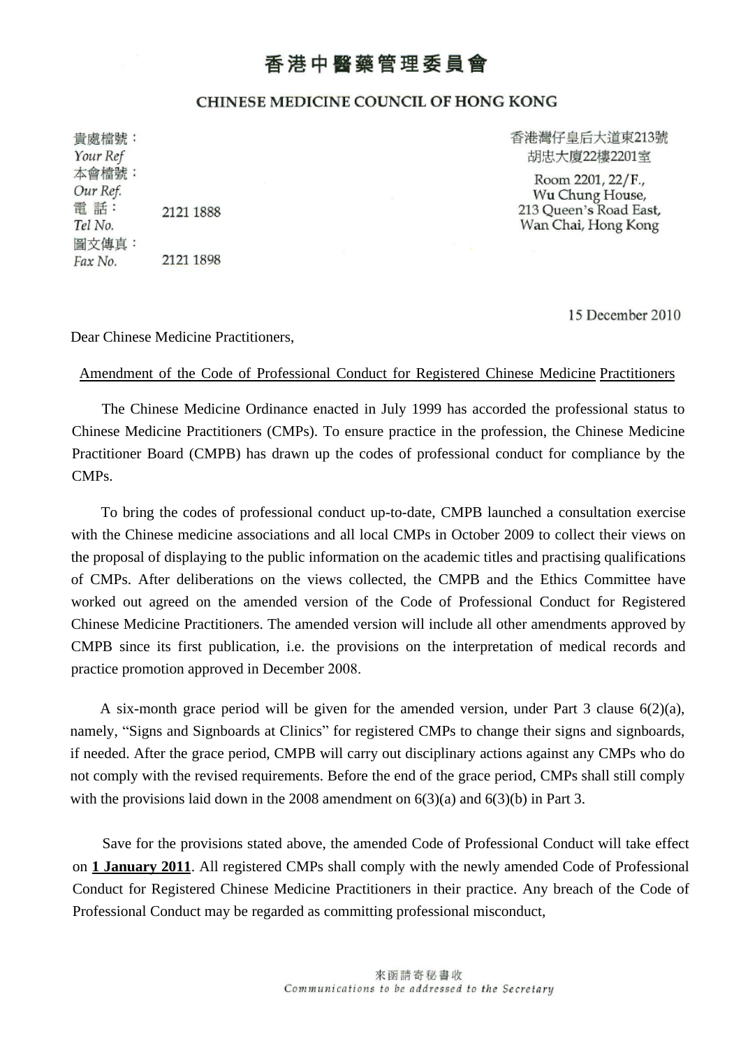# 香港中醫藥管理委員會

## CHINESE MEDICINE COUNCIL OF HONG KONG

貴處檔號：
*Your Ref*
本會檔號：
*Our Ref.*
電 話： 2121 1888
*Tel No.*
圖文傳真： 2121 1898
*Fax No.*

香港灣仔皇后大道東213號
胡忠大廈22樓2201室

Room 2201, 22/F.,
Wu Chung House,
213 Queen's Road East,
Wan Chai, Hong Kong

15 December 2010

Dear Chinese Medicine Practitioners,

Amendment of the Code of Professional Conduct for Registered Chinese Medicine Practitioners

The Chinese Medicine Ordinance enacted in July 1999 has accorded the professional status to Chinese Medicine Practitioners (CMPs). To ensure practice in the profession, the Chinese Medicine Practitioner Board (CMPB) has drawn up the codes of professional conduct for compliance by the CMPs.

To bring the codes of professional conduct up-to-date, CMPB launched a consultation exercise with the Chinese medicine associations and all local CMPs in October 2009 to collect their views on the proposal of displaying to the public information on the academic titles and practising qualifications of CMPs. After deliberations on the views collected, the CMPB and the Ethics Committee have worked out agreed on the amended version of the Code of Professional Conduct for Registered Chinese Medicine Practitioners. The amended version will include all other amendments approved by CMPB since its first publication, i.e. the provisions on the interpretation of medical records and practice promotion approved in December 2008.

A six-month grace period will be given for the amended version, under Part 3 clause 6(2)(a), namely, "Signs and Signboards at Clinics" for registered CMPs to change their signs and signboards, if needed. After the grace period, CMPB will carry out disciplinary actions against any CMPs who do not comply with the revised requirements. Before the end of the grace period, CMPs shall still comply with the provisions laid down in the 2008 amendment on 6(3)(a) and 6(3)(b) in Part 3.

Save for the provisions stated above, the amended Code of Professional Conduct will take effect on **1 January 2011**. All registered CMPs shall comply with the newly amended Code of Professional Conduct for Registered Chinese Medicine Practitioners in their practice. Any breach of the Code of Professional Conduct may be regarded as committing professional misconduct,

來函請寄秘書收
*Communications to be addressed to the Secretary*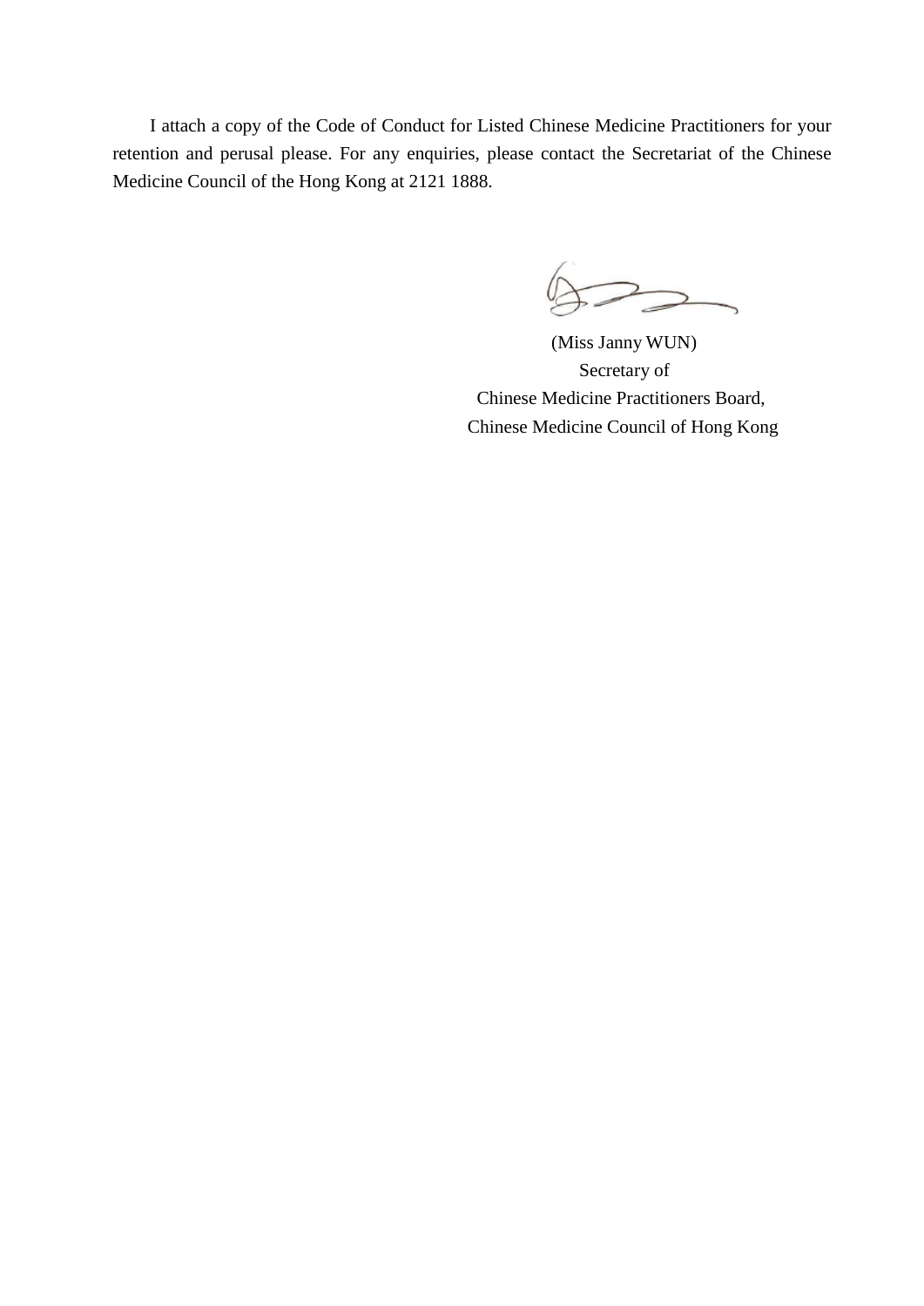I attach a copy of the Code of Conduct for Listed Chinese Medicine Practitioners for your retention and perusal please. For any enquiries, please contact the Secretariat of the Chinese Medicine Council of the Hong Kong at 2121 1888.

(Miss Janny WUN)
Secretary of
Chinese Medicine Practitioners Board,
Chinese Medicine Council of Hong Kong